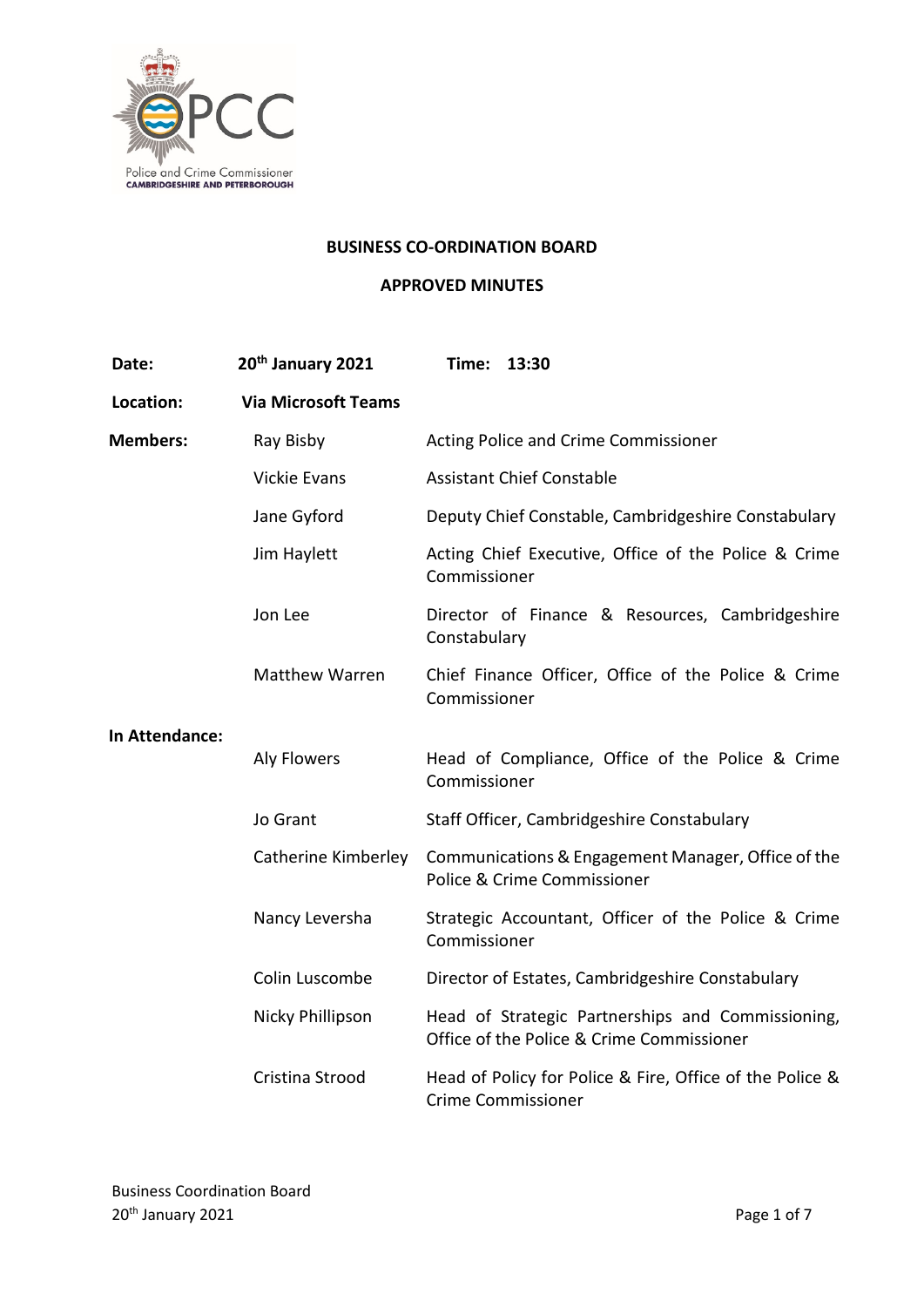**BUSINESS CO-ORDINATION BOARD**

**APPROVED MINUTES**

| | | |
|---|---|---|
| **Date:** | **20th January 2021** | **Time: 13:30** |
| **Location:** | **Via Microsoft Teams** | |
| **Members:** | Ray Bisby | Acting Police and Crime Commissioner |
| | Vickie Evans | Assistant Chief Constable |
| | Jane Gyford | Deputy Chief Constable, Cambridgeshire Constabulary |
| | Jim Haylett | Acting Chief Executive, Office of the Police & Crime Commissioner |
| | Jon Lee | Director of Finance & Resources, Cambridgeshire Constabulary |
| | Matthew Warren | Chief Finance Officer, Office of the Police & Crime Commissioner |
| **In Attendance:** | Aly Flowers | Head of Compliance, Office of the Police & Crime Commissioner |
| | Jo Grant | Staff Officer, Cambridgeshire Constabulary |
| | Catherine Kimberley | Communications & Engagement Manager, Office of the Police & Crime Commissioner |
| | Nancy Leversha | Strategic Accountant, Officer of the Police & Crime Commissioner |
| | Colin Luscombe | Director of Estates, Cambridgeshire Constabulary |
| | Nicky Phillipson | Head of Strategic Partnerships and Commissioning, Office of the Police & Crime Commissioner |
| | Cristina Strood | Head of Policy for Police & Fire, Office of the Police & Crime Commissioner |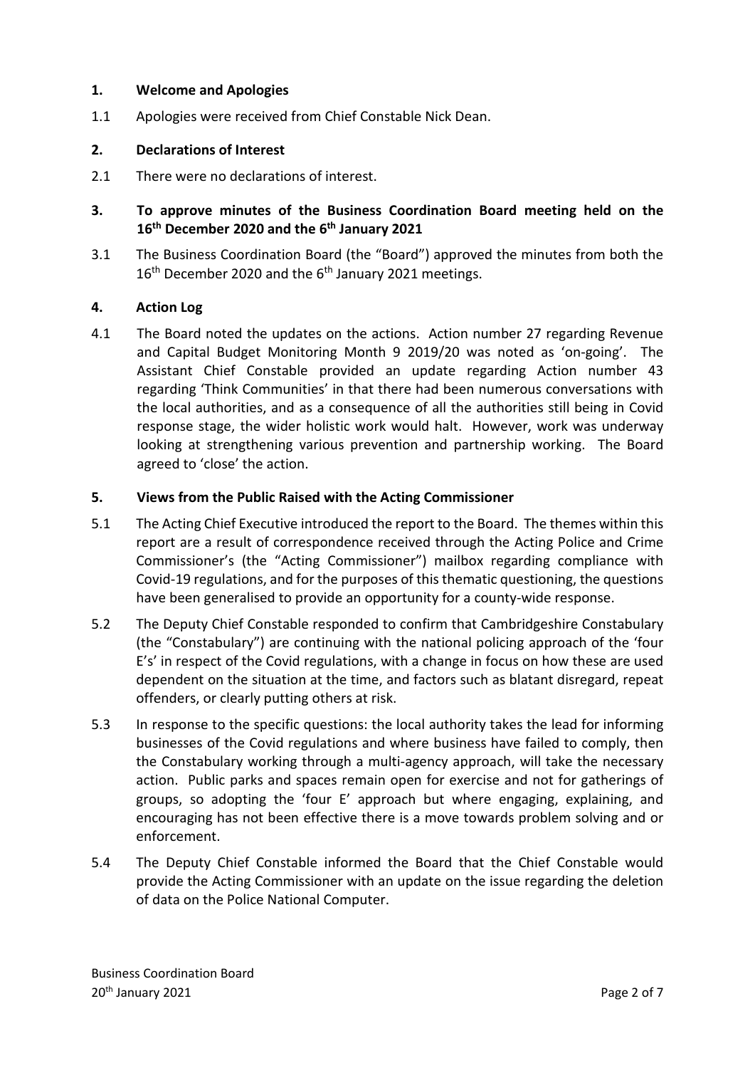## 1. Welcome and Apologies

1.1 Apologies were received from Chief Constable Nick Dean.

## 2. Declarations of Interest

2.1 There were no declarations of interest.

## 3. To approve minutes of the Business Coordination Board meeting held on the 16th December 2020 and the 6th January 2021

3.1 The Business Coordination Board (the "Board") approved the minutes from both the 16th December 2020 and the 6th January 2021 meetings.

## 4. Action Log

4.1 The Board noted the updates on the actions. Action number 27 regarding Revenue and Capital Budget Monitoring Month 9 2019/20 was noted as 'on-going'. The Assistant Chief Constable provided an update regarding Action number 43 regarding 'Think Communities' in that there had been numerous conversations with the local authorities, and as a consequence of all the authorities still being in Covid response stage, the wider holistic work would halt. However, work was underway looking at strengthening various prevention and partnership working. The Board agreed to 'close' the action.

## 5. Views from the Public Raised with the Acting Commissioner

5.1 The Acting Chief Executive introduced the report to the Board. The themes within this report are a result of correspondence received through the Acting Police and Crime Commissioner's (the "Acting Commissioner") mailbox regarding compliance with Covid-19 regulations, and for the purposes of this thematic questioning, the questions have been generalised to provide an opportunity for a county-wide response.

5.2 The Deputy Chief Constable responded to confirm that Cambridgeshire Constabulary (the "Constabulary") are continuing with the national policing approach of the 'four E's' in respect of the Covid regulations, with a change in focus on how these are used dependent on the situation at the time, and factors such as blatant disregard, repeat offenders, or clearly putting others at risk.

5.3 In response to the specific questions: the local authority takes the lead for informing businesses of the Covid regulations and where business have failed to comply, then the Constabulary working through a multi-agency approach, will take the necessary action. Public parks and spaces remain open for exercise and not for gatherings of groups, so adopting the 'four E' approach but where engaging, explaining, and encouraging has not been effective there is a move towards problem solving and or enforcement.

5.4 The Deputy Chief Constable informed the Board that the Chief Constable would provide the Acting Commissioner with an update on the issue regarding the deletion of data on the Police National Computer.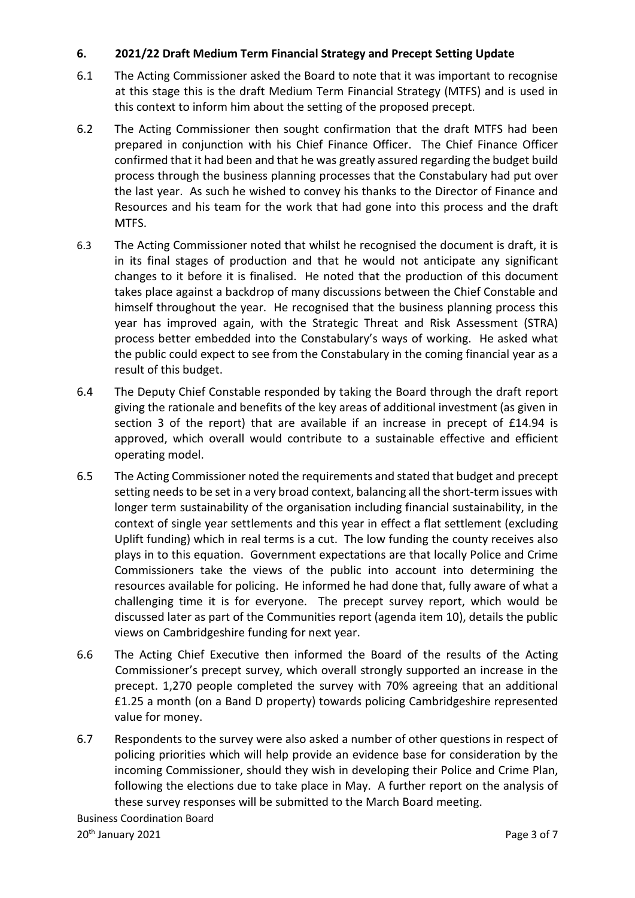## 6. 2021/22 Draft Medium Term Financial Strategy and Precept Setting Update

6.1 The Acting Commissioner asked the Board to note that it was important to recognise at this stage this is the draft Medium Term Financial Strategy (MTFS) and is used in this context to inform him about the setting of the proposed precept.

6.2 The Acting Commissioner then sought confirmation that the draft MTFS had been prepared in conjunction with his Chief Finance Officer. The Chief Finance Officer confirmed that it had been and that he was greatly assured regarding the budget build process through the business planning processes that the Constabulary had put over the last year. As such he wished to convey his thanks to the Director of Finance and Resources and his team for the work that had gone into this process and the draft MTFS.

6.3 The Acting Commissioner noted that whilst he recognised the document is draft, it is in its final stages of production and that he would not anticipate any significant changes to it before it is finalised. He noted that the production of this document takes place against a backdrop of many discussions between the Chief Constable and himself throughout the year. He recognised that the business planning process this year has improved again, with the Strategic Threat and Risk Assessment (STRA) process better embedded into the Constabulary's ways of working. He asked what the public could expect to see from the Constabulary in the coming financial year as a result of this budget.

6.4 The Deputy Chief Constable responded by taking the Board through the draft report giving the rationale and benefits of the key areas of additional investment (as given in section 3 of the report) that are available if an increase in precept of £14.94 is approved, which overall would contribute to a sustainable effective and efficient operating model.

6.5 The Acting Commissioner noted the requirements and stated that budget and precept setting needs to be set in a very broad context, balancing all the short-term issues with longer term sustainability of the organisation including financial sustainability, in the context of single year settlements and this year in effect a flat settlement (excluding Uplift funding) which in real terms is a cut. The low funding the county receives also plays in to this equation. Government expectations are that locally Police and Crime Commissioners take the views of the public into account into determining the resources available for policing. He informed he had done that, fully aware of what a challenging time it is for everyone. The precept survey report, which would be discussed later as part of the Communities report (agenda item 10), details the public views on Cambridgeshire funding for next year.

6.6 The Acting Chief Executive then informed the Board of the results of the Acting Commissioner's precept survey, which overall strongly supported an increase in the precept. 1,270 people completed the survey with 70% agreeing that an additional £1.25 a month (on a Band D property) towards policing Cambridgeshire represented value for money.

6.7 Respondents to the survey were also asked a number of other questions in respect of policing priorities which will help provide an evidence base for consideration by the incoming Commissioner, should they wish in developing their Police and Crime Plan, following the elections due to take place in May. A further report on the analysis of these survey responses will be submitted to the March Board meeting.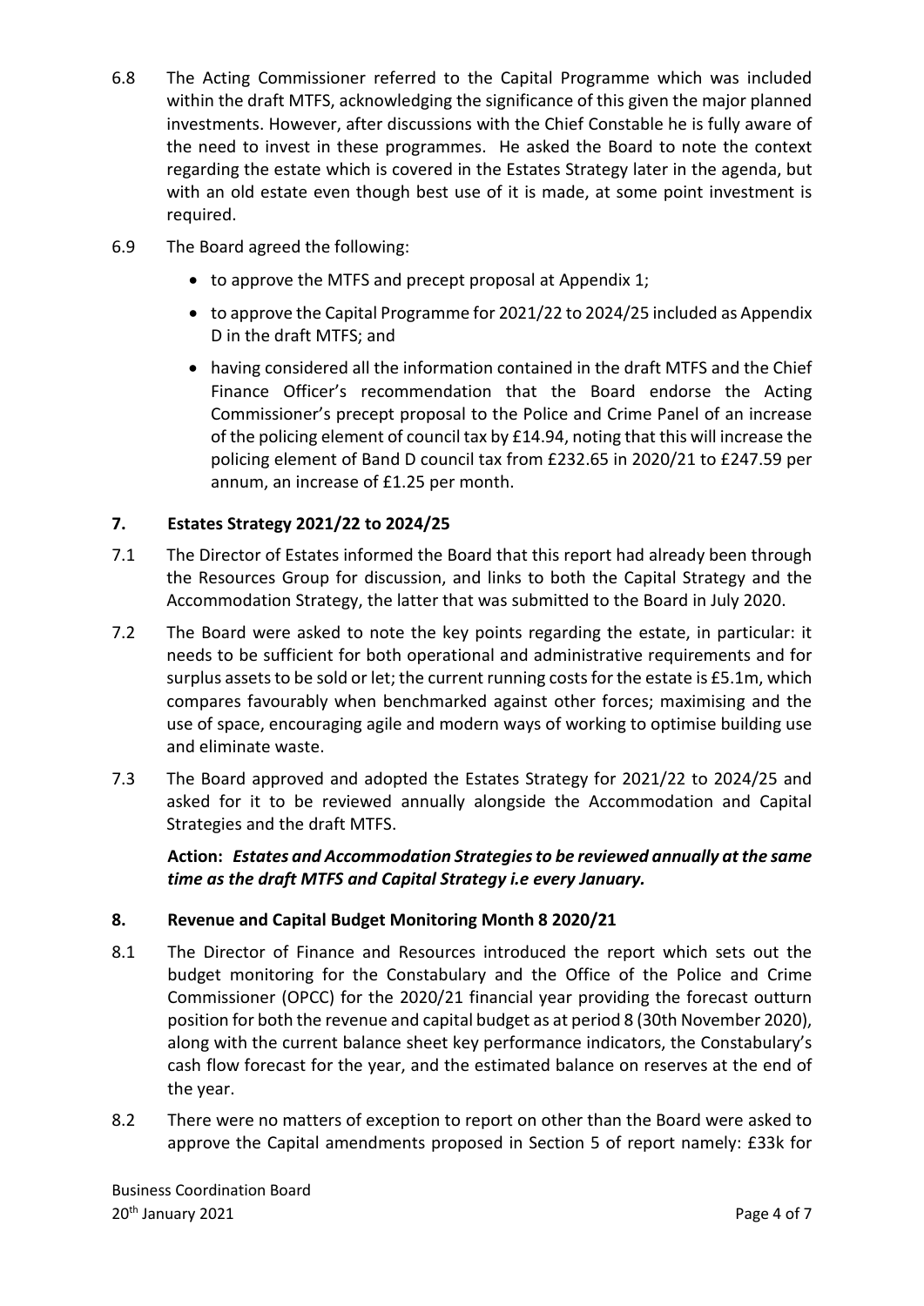6.8 The Acting Commissioner referred to the Capital Programme which was included within the draft MTFS, acknowledging the significance of this given the major planned investments. However, after discussions with the Chief Constable he is fully aware of the need to invest in these programmes. He asked the Board to note the context regarding the estate which is covered in the Estates Strategy later in the agenda, but with an old estate even though best use of it is made, at some point investment is required.

6.9 The Board agreed the following:

- to approve the MTFS and precept proposal at Appendix 1;
- to approve the Capital Programme for 2021/22 to 2024/25 included as Appendix D in the draft MTFS; and
- having considered all the information contained in the draft MTFS and the Chief Finance Officer's recommendation that the Board endorse the Acting Commissioner's precept proposal to the Police and Crime Panel of an increase of the policing element of council tax by £14.94, noting that this will increase the policing element of Band D council tax from £232.65 in 2020/21 to £247.59 per annum, an increase of £1.25 per month.

## 7. Estates Strategy 2021/22 to 2024/25

7.1 The Director of Estates informed the Board that this report had already been through the Resources Group for discussion, and links to both the Capital Strategy and the Accommodation Strategy, the latter that was submitted to the Board in July 2020.

7.2 The Board were asked to note the key points regarding the estate, in particular: it needs to be sufficient for both operational and administrative requirements and for surplus assets to be sold or let; the current running costs for the estate is £5.1m, which compares favourably when benchmarked against other forces; maximising and the use of space, encouraging agile and modern ways of working to optimise building use and eliminate waste.

7.3 The Board approved and adopted the Estates Strategy for 2021/22 to 2024/25 and asked for it to be reviewed annually alongside the Accommodation and Capital Strategies and the draft MTFS.

**Action:** ***Estates and Accommodation Strategies to be reviewed annually at the same time as the draft MTFS and Capital Strategy i.e every January.***

## 8. Revenue and Capital Budget Monitoring Month 8 2020/21

8.1 The Director of Finance and Resources introduced the report which sets out the budget monitoring for the Constabulary and the Office of the Police and Crime Commissioner (OPCC) for the 2020/21 financial year providing the forecast outturn position for both the revenue and capital budget as at period 8 (30th November 2020), along with the current balance sheet key performance indicators, the Constabulary's cash flow forecast for the year, and the estimated balance on reserves at the end of the year.

8.2 There were no matters of exception to report on other than the Board were asked to approve the Capital amendments proposed in Section 5 of report namely: £33k for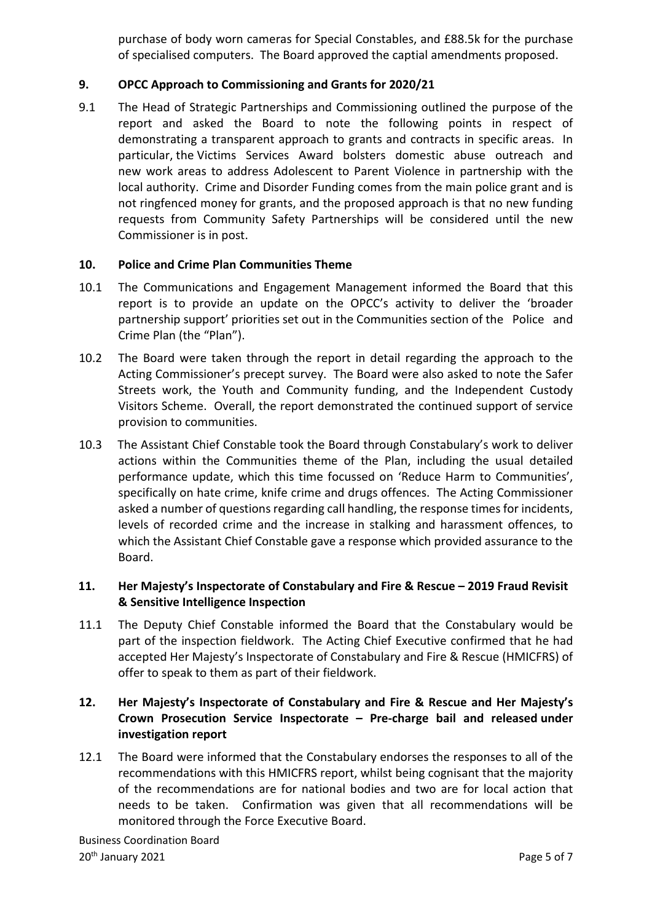purchase of body worn cameras for Special Constables, and £88.5k for the purchase of specialised computers. The Board approved the captial amendments proposed.

## 9. OPCC Approach to Commissioning and Grants for 2020/21

9.1 The Head of Strategic Partnerships and Commissioning outlined the purpose of the report and asked the Board to note the following points in respect of demonstrating a transparent approach to grants and contracts in specific areas. In particular, the Victims Services Award bolsters domestic abuse outreach and new work areas to address Adolescent to Parent Violence in partnership with the local authority. Crime and Disorder Funding comes from the main police grant and is not ringfenced money for grants, and the proposed approach is that no new funding requests from Community Safety Partnerships will be considered until the new Commissioner is in post.

## 10. Police and Crime Plan Communities Theme

10.1 The Communications and Engagement Management informed the Board that this report is to provide an update on the OPCC's activity to deliver the 'broader partnership support' priorities set out in the Communities section of the Police and Crime Plan (the "Plan").

10.2 The Board were taken through the report in detail regarding the approach to the Acting Commissioner's precept survey. The Board were also asked to note the Safer Streets work, the Youth and Community funding, and the Independent Custody Visitors Scheme. Overall, the report demonstrated the continued support of service provision to communities.

10.3 The Assistant Chief Constable took the Board through Constabulary's work to deliver actions within the Communities theme of the Plan, including the usual detailed performance update, which this time focussed on 'Reduce Harm to Communities', specifically on hate crime, knife crime and drugs offences. The Acting Commissioner asked a number of questions regarding call handling, the response times for incidents, levels of recorded crime and the increase in stalking and harassment offences, to which the Assistant Chief Constable gave a response which provided assurance to the Board.

## 11. Her Majesty's Inspectorate of Constabulary and Fire & Rescue – 2019 Fraud Revisit & Sensitive Intelligence Inspection

11.1 The Deputy Chief Constable informed the Board that the Constabulary would be part of the inspection fieldwork. The Acting Chief Executive confirmed that he had accepted Her Majesty's Inspectorate of Constabulary and Fire & Rescue (HMICFRS) of offer to speak to them as part of their fieldwork.

## 12. Her Majesty's Inspectorate of Constabulary and Fire & Rescue and Her Majesty's Crown Prosecution Service Inspectorate – Pre-charge bail and released under investigation report

12.1 The Board were informed that the Constabulary endorses the responses to all of the recommendations with this HMICFRS report, whilst being cognisant that the majority of the recommendations are for national bodies and two are for local action that needs to be taken. Confirmation was given that all recommendations will be monitored through the Force Executive Board.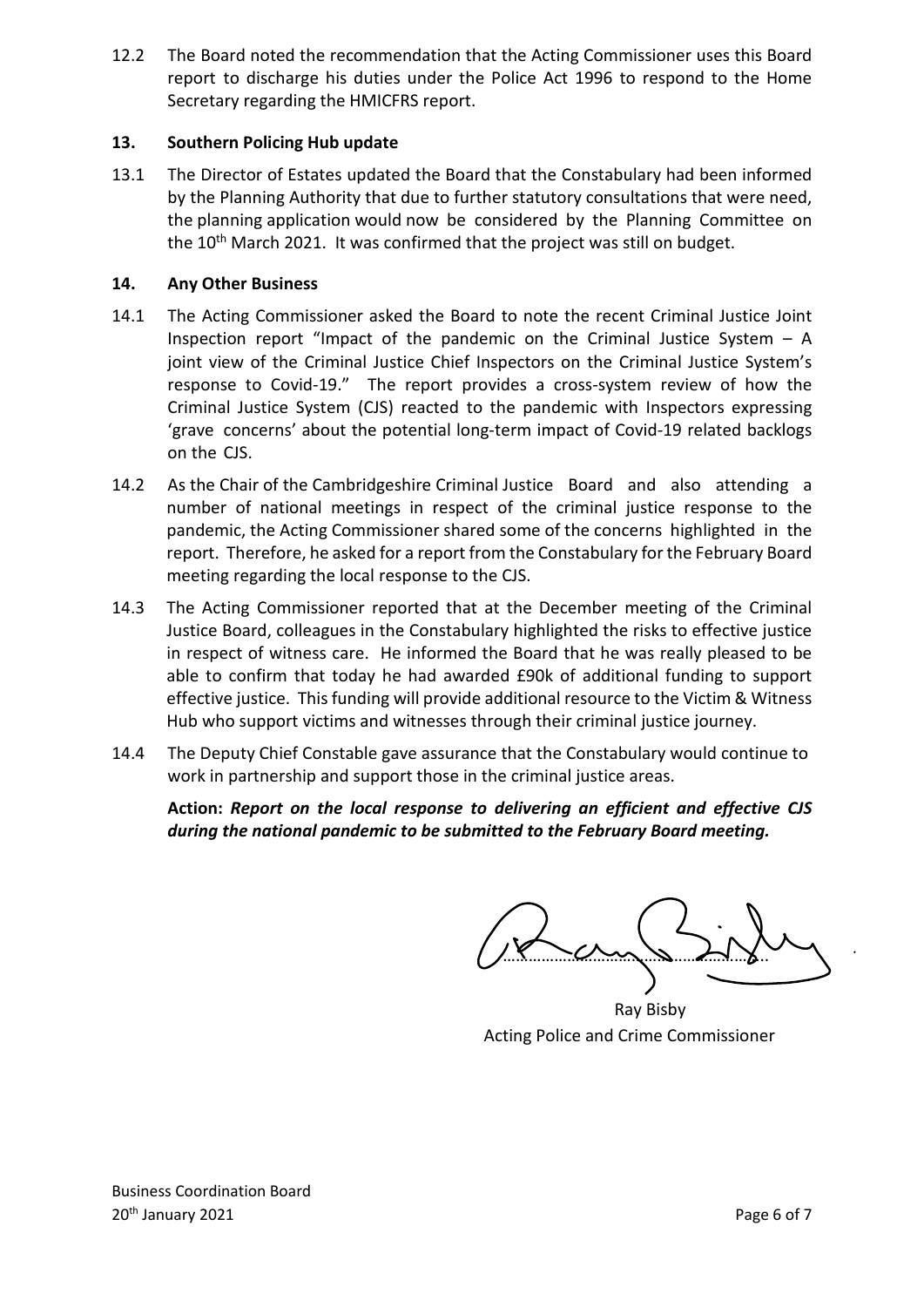12.2 The Board noted the recommendation that the Acting Commissioner uses this Board report to discharge his duties under the Police Act 1996 to respond to the Home Secretary regarding the HMICFRS report.

## 13. Southern Policing Hub update

13.1 The Director of Estates updated the Board that the Constabulary had been informed by the Planning Authority that due to further statutory consultations that were need, the planning application would now be considered by the Planning Committee on the 10th March 2021. It was confirmed that the project was still on budget.

## 14. Any Other Business

14.1 The Acting Commissioner asked the Board to note the recent Criminal Justice Joint Inspection report "Impact of the pandemic on the Criminal Justice System – A joint view of the Criminal Justice Chief Inspectors on the Criminal Justice System's response to Covid-19." The report provides a cross-system review of how the Criminal Justice System (CJS) reacted to the pandemic with Inspectors expressing 'grave concerns' about the potential long-term impact of Covid-19 related backlogs on the CJS.

14.2 As the Chair of the Cambridgeshire Criminal Justice Board and also attending a number of national meetings in respect of the criminal justice response to the pandemic, the Acting Commissioner shared some of the concerns highlighted in the report. Therefore, he asked for a report from the Constabulary for the February Board meeting regarding the local response to the CJS.

14.3 The Acting Commissioner reported that at the December meeting of the Criminal Justice Board, colleagues in the Constabulary highlighted the risks to effective justice in respect of witness care. He informed the Board that he was really pleased to be able to confirm that today he had awarded £90k of additional funding to support effective justice. This funding will provide additional resource to the Victim & Witness Hub who support victims and witnesses through their criminal justice journey.

14.4 The Deputy Chief Constable gave assurance that the Constabulary would continue to work in partnership and support those in the criminal justice areas.

**Action:** ***Report on the local response to delivering an efficient and effective CJS during the national pandemic to be submitted to the February Board meeting.***

Ray Bisby
Acting Police and Crime Commissioner

Business Coordination Board
20th January 2021